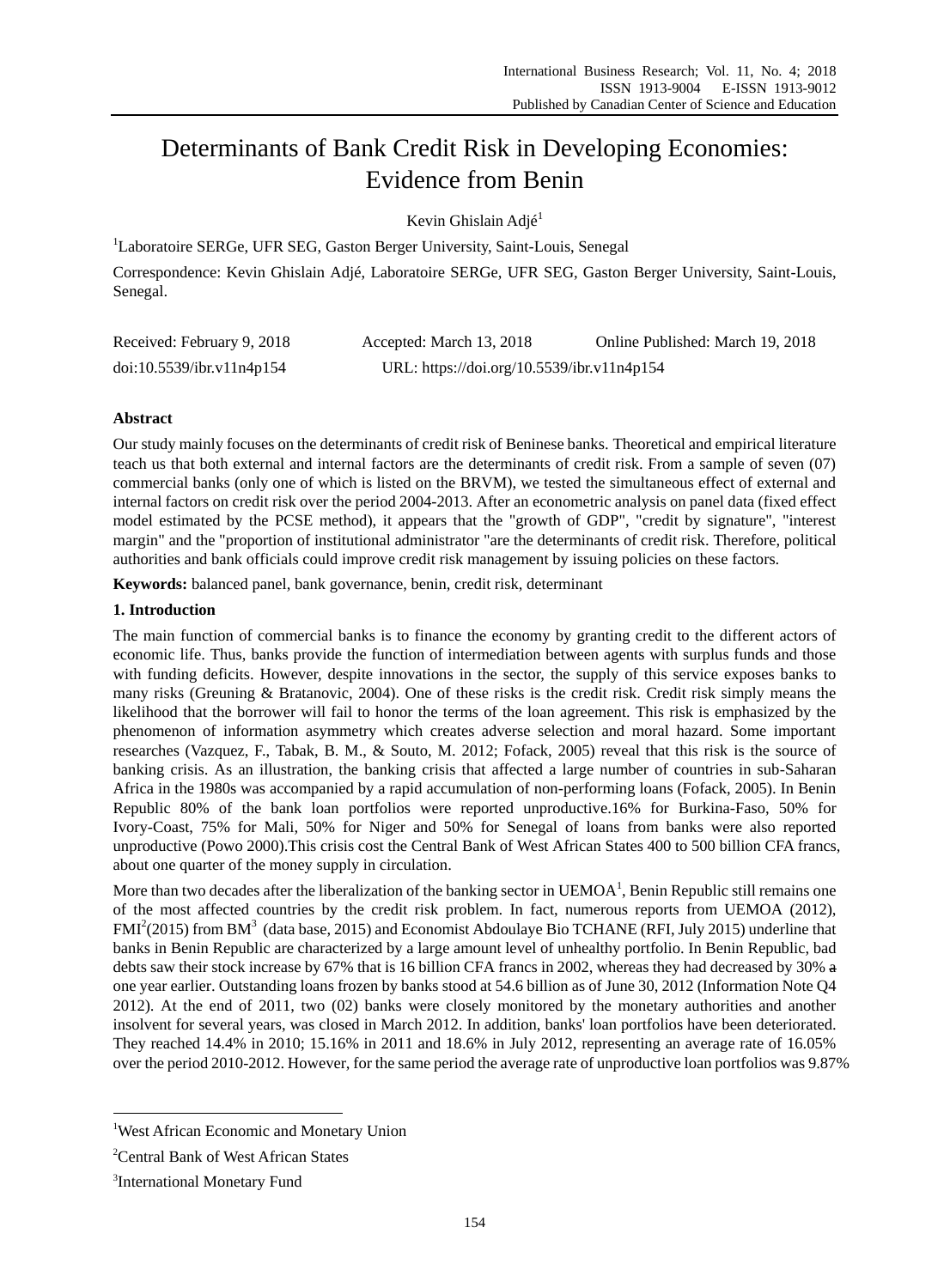# Determinants of Bank Credit Risk in Developing Economies: Evidence from Benin

Kevin Ghislain Adjé[1]

[1]Laboratoire SERGe, UFR SEG, Gaston Berger University, Saint-Louis, Senegal

Correspondence: Kevin Ghislain Adjé, Laboratoire SERGe, UFR SEG, Gaston Berger University, Saint-Louis, Senegal.

Received: February 9, 2018 Accepted: March 13, 2018 Online Published: March 19, 2018

doi:10.5539/ibr.v11n4p154 URL: https://doi.org/10.5539/ibr.v11n4p154

## Abstract

Our study mainly focuses on the determinants of credit risk of Beninese banks. Theoretical and empirical literature teach us that both external and internal factors are the determinants of credit risk. From a sample of seven (07) commercial banks (only one of which is listed on the BRVM), we tested the simultaneous effect of external and internal factors on credit risk over the period 2004-2013. After an econometric analysis on panel data (fixed effect model estimated by the PCSE method), it appears that the "growth of GDP", "credit by signature", "interest margin" and the "proportion of institutional administrator "are the determinants of credit risk. Therefore, political authorities and bank officials could improve credit risk management by issuing policies on these factors.

**Keywords:** balanced panel, bank governance, benin, credit risk, determinant

## 1. Introduction

The main function of commercial banks is to finance the economy by granting credit to the different actors of economic life. Thus, banks provide the function of intermediation between agents with surplus funds and those with funding deficits. However, despite innovations in the sector, the supply of this service exposes banks to many risks (Greuning & Bratanovic, 2004). One of these risks is the credit risk. Credit risk simply means the likelihood that the borrower will fail to honor the terms of the loan agreement. This risk is emphasized by the phenomenon of information asymmetry which creates adverse selection and moral hazard. Some important researches (Vazquez, F., Tabak, B. M., & Souto, M. 2012; Fofack, 2005) reveal that this risk is the source of banking crisis. As an illustration, the banking crisis that affected a large number of countries in sub-Saharan Africa in the 1980s was accompanied by a rapid accumulation of non-performing loans (Fofack, 2005). In Benin Republic 80% of the bank loan portfolios were reported unproductive.16% for Burkina-Faso, 50% for Ivory-Coast, 75% for Mali, 50% for Niger and 50% for Senegal of loans from banks were also reported unproductive (Powo 2000).This crisis cost the Central Bank of West African States 400 to 500 billion CFA francs, about one quarter of the money supply in circulation.

More than two decades after the liberalization of the banking sector in UEMOA[1], Benin Republic still remains one of the most affected countries by the credit risk problem. In fact, numerous reports from UEMOA (2012), FMI[2](2015) from BM[3] (data base, 2015) and Economist Abdoulaye Bio TCHANE (RFI, July 2015) underline that banks in Benin Republic are characterized by a large amount level of unhealthy portfolio. In Benin Republic, bad debts saw their stock increase by 67% that is 16 billion CFA francs in 2002, whereas they had decreased by 30% ~~a~~ one year earlier. Outstanding loans frozen by banks stood at 54.6 billion as of June 30, 2012 (Information Note Q4 2012). At the end of 2011, two (02) banks were closely monitored by the monetary authorities and another insolvent for several years, was closed in March 2012. In addition, banks' loan portfolios have been deteriorated. They reached 14.4% in 2010; 15.16% in 2011 and 18.6% in July 2012, representing an average rate of 16.05% over the period 2010-2012. However, for the same period the average rate of unproductive loan portfolios was 9.87%

---

[1]West African Economic and Monetary Union

[2]Central Bank of West African States

[3]International Monetary Fund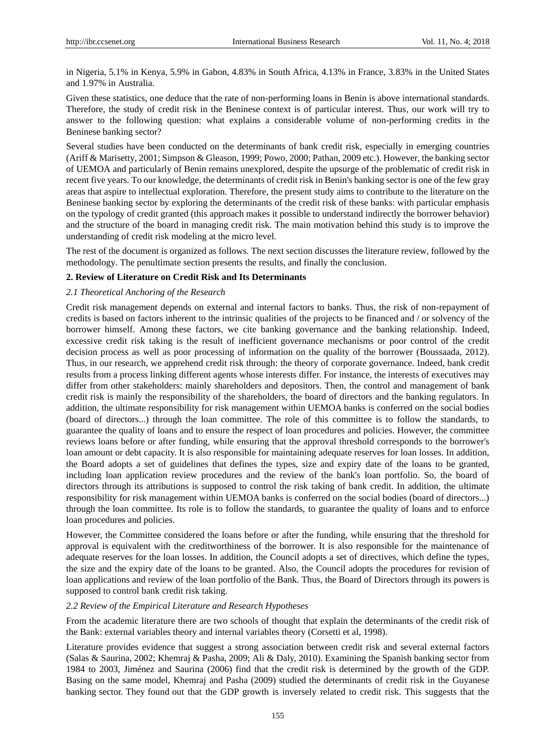in Nigeria, 5.1% in Kenya, 5.9% in Gabon, 4.83% in South Africa, 4.13% in France, 3.83% in the United States and 1.97% in Australia.

Given these statistics, one deduce that the rate of non-performing loans in Benin is above international standards. Therefore, the study of credit risk in the Beninese context is of particular interest. Thus, our work will try to answer to the following question: what explains a considerable volume of non-performing credits in the Beninese banking sector?

Several studies have been conducted on the determinants of bank credit risk, especially in emerging countries (Ariff & Marisetty, 2001; Simpson & Gleason, 1999; Powo, 2000; Pathan, 2009 etc.). However, the banking sector of UEMOA and particularly of Benin remains unexplored, despite the upsurge of the problematic of credit risk in recent five years. To our knowledge, the determinants of credit risk in Benin's banking sector is one of the few gray areas that aspire to intellectual exploration. Therefore, the present study aims to contribute to the literature on the Beninese banking sector by exploring the determinants of the credit risk of these banks: with particular emphasis on the typology of credit granted (this approach makes it possible to understand indirectly the borrower behavior) and the structure of the board in managing credit risk. The main motivation behind this study is to improve the understanding of credit risk modeling at the micro level.

The rest of the document is organized as follows. The next section discusses the literature review, followed by the methodology. The penultimate section presents the results, and finally the conclusion.

## 2. Review of Literature on Credit Risk and Its Determinants

### *2.1 Theoretical Anchoring of the Research*

Credit risk management depends on external and internal factors to banks. Thus, the risk of non-repayment of credits is based on factors inherent to the intrinsic qualities of the projects to be financed and / or solvency of the borrower himself. Among these factors, we cite banking governance and the banking relationship. Indeed, excessive credit risk taking is the result of inefficient governance mechanisms or poor control of the credit decision process as well as poor processing of information on the quality of the borrower (Boussaada, 2012). Thus, in our research, we apprehend credit risk through: the theory of corporate governance. Indeed, bank credit results from a process linking different agents whose interests differ. For instance, the interests of executives may differ from other stakeholders: mainly shareholders and depositors. Then, the control and management of bank credit risk is mainly the responsibility of the shareholders, the board of directors and the banking regulators. In addition, the ultimate responsibility for risk management within UEMOA banks is conferred on the social bodies (board of directors...) through the loan committee. The role of this committee is to follow the standards, to guarantee the quality of loans and to ensure the respect of loan procedures and policies. However, the committee reviews loans before or after funding, while ensuring that the approval threshold corresponds to the borrower's loan amount or debt capacity. It is also responsible for maintaining adequate reserves for loan losses. In addition, the Board adopts a set of guidelines that defines the types, size and expiry date of the loans to be granted, including loan application review procedures and the review of the bank's loan portfolio. So, the board of directors through its attributions is supposed to control the risk taking of bank credit. In addition, the ultimate responsibility for risk management within UEMOA banks is conferred on the social bodies (board of directors...) through the loan committee. Its role is to follow the standards, to guarantee the quality of loans and to enforce loan procedures and policies.

However, the Committee considered the loans before or after the funding, while ensuring that the threshold for approval is equivalent with the creditworthiness of the borrower. It is also responsible for the maintenance of adequate reserves for the loan losses. In addition, the Council adopts a set of directives, which define the types, the size and the expiry date of the loans to be granted. Also, the Council adopts the procedures for revision of loan applications and review of the loan portfolio of the Bank. Thus, the Board of Directors through its powers is supposed to control bank credit risk taking.

### *2.2 Review of the Empirical Literature and Research Hypotheses*

From the academic literature there are two schools of thought that explain the determinants of the credit risk of the Bank: external variables theory and internal variables theory (Corsetti et al, 1998).

Literature provides evidence that suggest a strong association between credit risk and several external factors (Salas & Saurina, 2002; Khemraj & Pasha, 2009; Ali & Daly, 2010). Examining the Spanish banking sector from 1984 to 2003, Jiménez and Saurina (2006) find that the credit risk is determined by the growth of the GDP. Basing on the same model, Khemraj and Pasha (2009) studied the determinants of credit risk in the Guyanese banking sector. They found out that the GDP growth is inversely related to credit risk. This suggests that the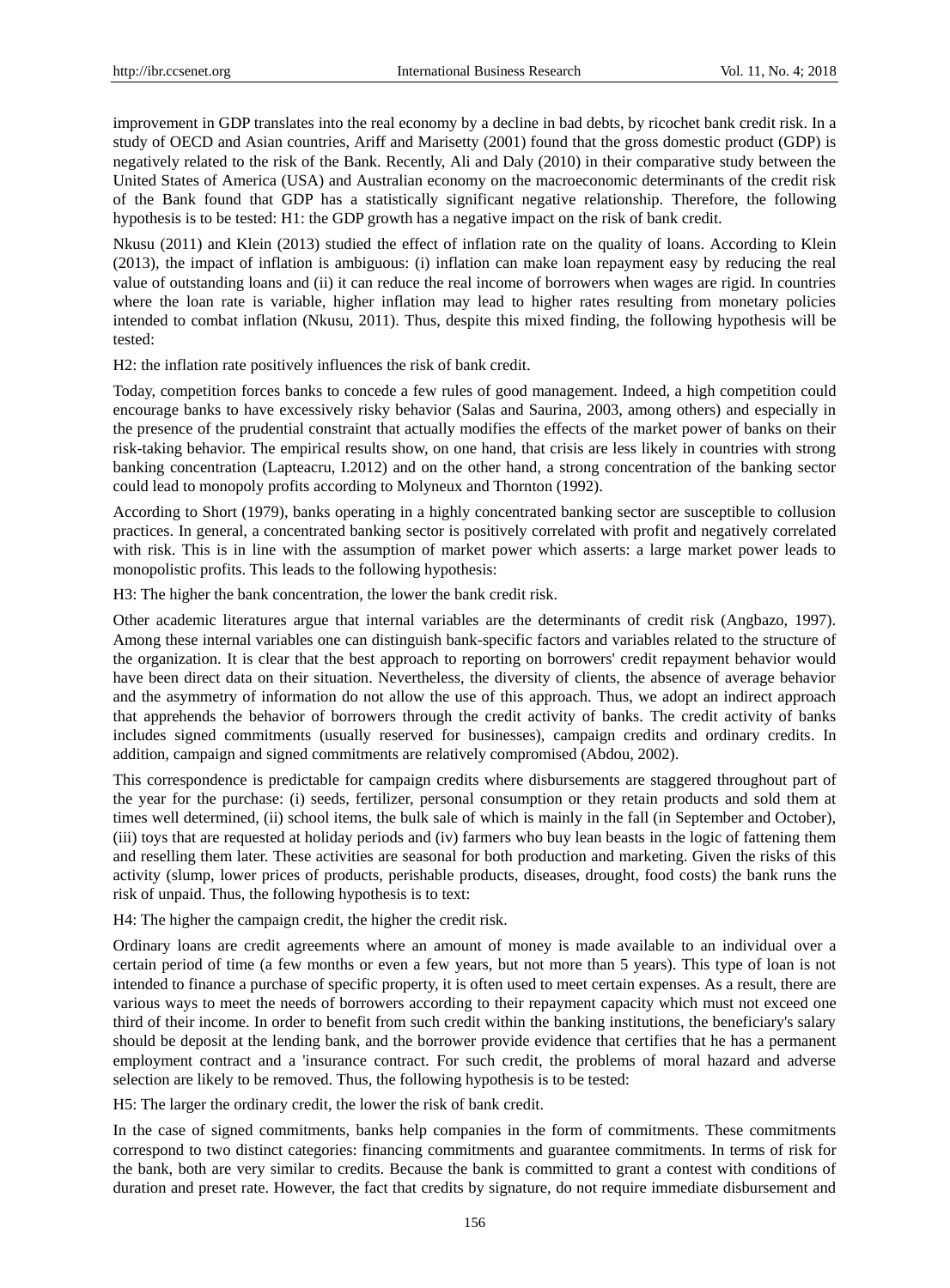improvement in GDP translates into the real economy by a decline in bad debts, by ricochet bank credit risk. In a study of OECD and Asian countries, Ariff and Marisetty (2001) found that the gross domestic product (GDP) is negatively related to the risk of the Bank. Recently, Ali and Daly (2010) in their comparative study between the United States of America (USA) and Australian economy on the macroeconomic determinants of the credit risk of the Bank found that GDP has a statistically significant negative relationship. Therefore, the following hypothesis is to be tested: H1: the GDP growth has a negative impact on the risk of bank credit.

Nkusu (2011) and Klein (2013) studied the effect of inflation rate on the quality of loans. According to Klein (2013), the impact of inflation is ambiguous: (i) inflation can make loan repayment easy by reducing the real value of outstanding loans and (ii) it can reduce the real income of borrowers when wages are rigid. In countries where the loan rate is variable, higher inflation may lead to higher rates resulting from monetary policies intended to combat inflation (Nkusu, 2011). Thus, despite this mixed finding, the following hypothesis will be tested:

H2: the inflation rate positively influences the risk of bank credit.

Today, competition forces banks to concede a few rules of good management. Indeed, a high competition could encourage banks to have excessively risky behavior (Salas and Saurina, 2003, among others) and especially in the presence of the prudential constraint that actually modifies the effects of the market power of banks on their risk-taking behavior. The empirical results show, on one hand, that crisis are less likely in countries with strong banking concentration (Lapteacru, I.2012) and on the other hand, a strong concentration of the banking sector could lead to monopoly profits according to Molyneux and Thornton (1992).

According to Short (1979), banks operating in a highly concentrated banking sector are susceptible to collusion practices. In general, a concentrated banking sector is positively correlated with profit and negatively correlated with risk. This is in line with the assumption of market power which asserts: a large market power leads to monopolistic profits. This leads to the following hypothesis:

H3: The higher the bank concentration, the lower the bank credit risk.

Other academic literatures argue that internal variables are the determinants of credit risk (Angbazo, 1997). Among these internal variables one can distinguish bank-specific factors and variables related to the structure of the organization. It is clear that the best approach to reporting on borrowers' credit repayment behavior would have been direct data on their situation. Nevertheless, the diversity of clients, the absence of average behavior and the asymmetry of information do not allow the use of this approach. Thus, we adopt an indirect approach that apprehends the behavior of borrowers through the credit activity of banks. The credit activity of banks includes signed commitments (usually reserved for businesses), campaign credits and ordinary credits. In addition, campaign and signed commitments are relatively compromised (Abdou, 2002).

This correspondence is predictable for campaign credits where disbursements are staggered throughout part of the year for the purchase: (i) seeds, fertilizer, personal consumption or they retain products and sold them at times well determined, (ii) school items, the bulk sale of which is mainly in the fall (in September and October), (iii) toys that are requested at holiday periods and (iv) farmers who buy lean beasts in the logic of fattening them and reselling them later. These activities are seasonal for both production and marketing. Given the risks of this activity (slump, lower prices of products, perishable products, diseases, drought, food costs) the bank runs the risk of unpaid. Thus, the following hypothesis is to text:

H4: The higher the campaign credit, the higher the credit risk.

Ordinary loans are credit agreements where an amount of money is made available to an individual over a certain period of time (a few months or even a few years, but not more than 5 years). This type of loan is not intended to finance a purchase of specific property, it is often used to meet certain expenses. As a result, there are various ways to meet the needs of borrowers according to their repayment capacity which must not exceed one third of their income. In order to benefit from such credit within the banking institutions, the beneficiary's salary should be deposit at the lending bank, and the borrower provide evidence that certifies that he has a permanent employment contract and a 'insurance contract. For such credit, the problems of moral hazard and adverse selection are likely to be removed. Thus, the following hypothesis is to be tested:

H5: The larger the ordinary credit, the lower the risk of bank credit.

In the case of signed commitments, banks help companies in the form of commitments. These commitments correspond to two distinct categories: financing commitments and guarantee commitments. In terms of risk for the bank, both are very similar to credits. Because the bank is committed to grant a contest with conditions of duration and preset rate. However, the fact that credits by signature, do not require immediate disbursement and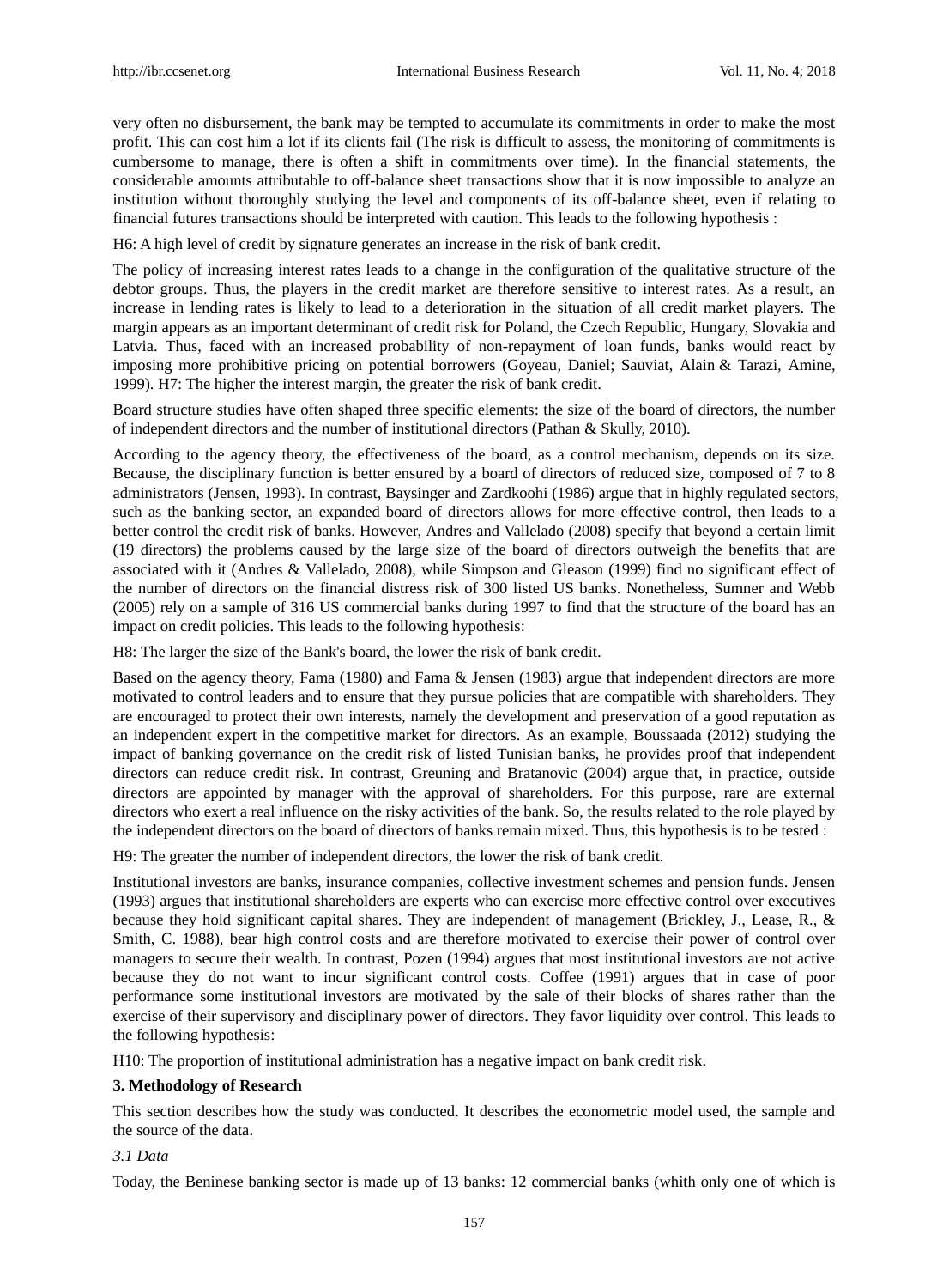very often no disbursement, the bank may be tempted to accumulate its commitments in order to make the most profit. This can cost him a lot if its clients fail (The risk is difficult to assess, the monitoring of commitments is cumbersome to manage, there is often a shift in commitments over time). In the financial statements, the considerable amounts attributable to off-balance sheet transactions show that it is now impossible to analyze an institution without thoroughly studying the level and components of its off-balance sheet, even if relating to financial futures transactions should be interpreted with caution. This leads to the following hypothesis :

H6: A high level of credit by signature generates an increase in the risk of bank credit.

The policy of increasing interest rates leads to a change in the configuration of the qualitative structure of the debtor groups. Thus, the players in the credit market are therefore sensitive to interest rates. As a result, an increase in lending rates is likely to lead to a deterioration in the situation of all credit market players. The margin appears as an important determinant of credit risk for Poland, the Czech Republic, Hungary, Slovakia and Latvia. Thus, faced with an increased probability of non-repayment of loan funds, banks would react by imposing more prohibitive pricing on potential borrowers (Goyeau, Daniel; Sauviat, Alain & Tarazi, Amine, 1999). H7: The higher the interest margin, the greater the risk of bank credit.

Board structure studies have often shaped three specific elements: the size of the board of directors, the number of independent directors and the number of institutional directors (Pathan & Skully, 2010).

According to the agency theory, the effectiveness of the board, as a control mechanism, depends on its size. Because, the disciplinary function is better ensured by a board of directors of reduced size, composed of 7 to 8 administrators (Jensen, 1993). In contrast, Baysinger and Zardkoohi (1986) argue that in highly regulated sectors, such as the banking sector, an expanded board of directors allows for more effective control, then leads to a better control the credit risk of banks. However, Andres and Vallelado (2008) specify that beyond a certain limit (19 directors) the problems caused by the large size of the board of directors outweigh the benefits that are associated with it (Andres & Vallelado, 2008), while Simpson and Gleason (1999) find no significant effect of the number of directors on the financial distress risk of 300 listed US banks. Nonetheless, Sumner and Webb (2005) rely on a sample of 316 US commercial banks during 1997 to find that the structure of the board has an impact on credit policies. This leads to the following hypothesis:

H8: The larger the size of the Bank's board, the lower the risk of bank credit.

Based on the agency theory, Fama (1980) and Fama & Jensen (1983) argue that independent directors are more motivated to control leaders and to ensure that they pursue policies that are compatible with shareholders. They are encouraged to protect their own interests, namely the development and preservation of a good reputation as an independent expert in the competitive market for directors. As an example, Boussaada (2012) studying the impact of banking governance on the credit risk of listed Tunisian banks, he provides proof that independent directors can reduce credit risk. In contrast, Greuning and Bratanovic (2004) argue that, in practice, outside directors are appointed by manager with the approval of shareholders. For this purpose, rare are external directors who exert a real influence on the risky activities of the bank. So, the results related to the role played by the independent directors on the board of directors of banks remain mixed. Thus, this hypothesis is to be tested :

H9: The greater the number of independent directors, the lower the risk of bank credit.

Institutional investors are banks, insurance companies, collective investment schemes and pension funds. Jensen (1993) argues that institutional shareholders are experts who can exercise more effective control over executives because they hold significant capital shares. They are independent of management (Brickley, J., Lease, R., & Smith, C. 1988), bear high control costs and are therefore motivated to exercise their power of control over managers to secure their wealth. In contrast, Pozen (1994) argues that most institutional investors are not active because they do not want to incur significant control costs. Coffee (1991) argues that in case of poor performance some institutional investors are motivated by the sale of their blocks of shares rather than the exercise of their supervisory and disciplinary power of directors. They favor liquidity over control. This leads to the following hypothesis:

H10: The proportion of institutional administration has a negative impact on bank credit risk.

## 3. Methodology of Research

This section describes how the study was conducted. It describes the econometric model used, the sample and the source of the data.

### *3.1 Data*

Today, the Beninese banking sector is made up of 13 banks: 12 commercial banks (whith only one of which is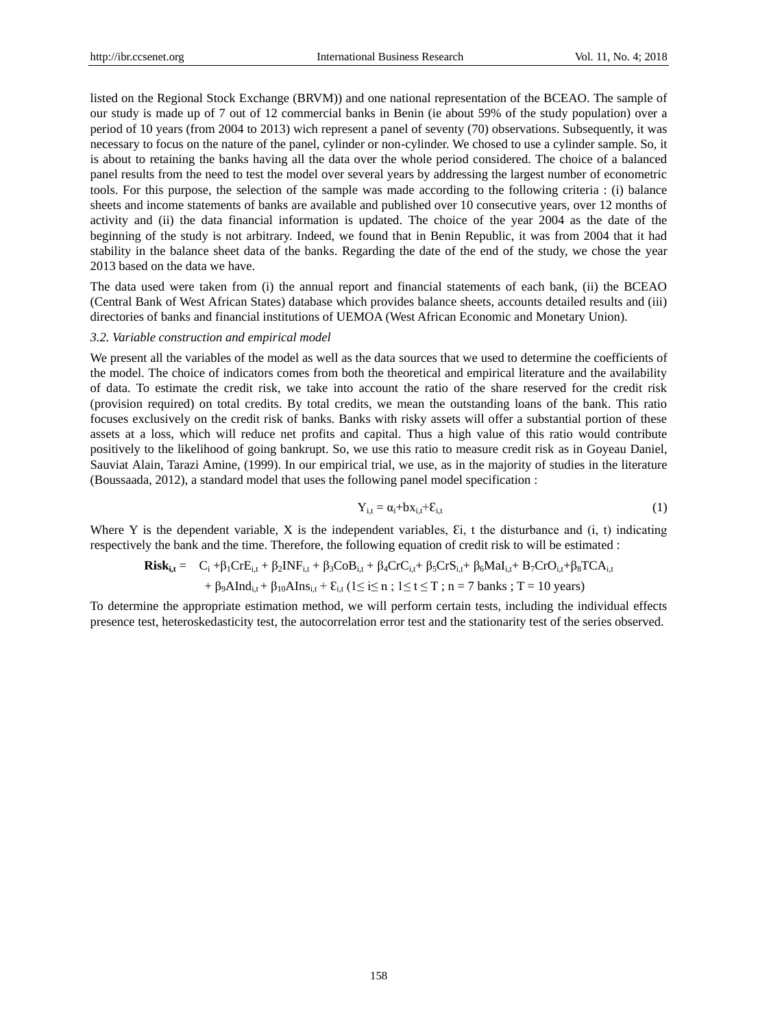listed on the Regional Stock Exchange (BRVM)) and one national representation of the BCEAO. The sample of our study is made up of 7 out of 12 commercial banks in Benin (ie about 59% of the study population) over a period of 10 years (from 2004 to 2013) wich represent a panel of seventy (70) observations. Subsequently, it was necessary to focus on the nature of the panel, cylinder or non-cylinder. We chosed to use a cylinder sample. So, it is about to retaining the banks having all the data over the whole period considered. The choice of a balanced panel results from the need to test the model over several years by addressing the largest number of econometric tools. For this purpose, the selection of the sample was made according to the following criteria : (i) balance sheets and income statements of banks are available and published over 10 consecutive years, over 12 months of activity and (ii) the data financial information is updated. The choice of the year 2004 as the date of the beginning of the study is not arbitrary. Indeed, we found that in Benin Republic, it was from 2004 that it had stability in the balance sheet data of the banks. Regarding the date of the end of the study, we chose the year 2013 based on the data we have.

The data used were taken from (i) the annual report and financial statements of each bank, (ii) the BCEAO (Central Bank of West African States) database which provides balance sheets, accounts detailed results and (iii) directories of banks and financial institutions of UEMOA (West African Economic and Monetary Union).

### *3.2. Variable construction and empirical model*

We present all the variables of the model as well as the data sources that we used to determine the coefficients of the model. The choice of indicators comes from both the theoretical and empirical literature and the availability of data. To estimate the credit risk, we take into account the ratio of the share reserved for the credit risk (provision required) on total credits. By total credits, we mean the outstanding loans of the bank. This ratio focuses exclusively on the credit risk of banks. Banks with risky assets will offer a substantial portion of these assets at a loss, which will reduce net profits and capital. Thus a high value of this ratio would contribute positively to the likelihood of going bankrupt. So, we use this ratio to measure credit risk as in Goyeau Daniel, Sauviat Alain, Tarazi Amine, (1999). In our empirical trial, we use, as in the majority of studies in the literature (Boussaada, 2012), a standard model that uses the following panel model specification :

$$Y_{i,t} = \alpha_i + bx_{i,t} + \mathcal{E}_{i,t} \tag{1}$$

Where Y is the dependent variable, X is the independent variables, $\mathcal{E}i$, t the disturbance and (i, t) indicating respectively the bank and the time. Therefore, the following equation of credit risk to will be estimated :

$$\mathbf{Risk_{i,t}} = C_i + \beta_1 CrE_{i,t} + \beta_2 INF_{i,t} + \beta_3 CoB_{i,t} + \beta_4 CrC_{i,t} + \beta_5 CrS_{i,t} + \beta_6 MaI_{i,t} + B_7 CrO_{i,t} + \beta_8 TCA_{i,t} + \beta_9 AInd_{i,t} + \beta_{10} AIns_{i,t} + \mathcal{E}_{i,t} \; (1 \leq i \leq n \; ; \; 1 \leq t \leq T \; ; \; n = 7 \text{ banks} \; ; \; T = 10 \text{ years})$$

To determine the appropriate estimation method, we will perform certain tests, including the individual effects presence test, heteroskedasticity test, the autocorrelation error test and the stationarity test of the series observed.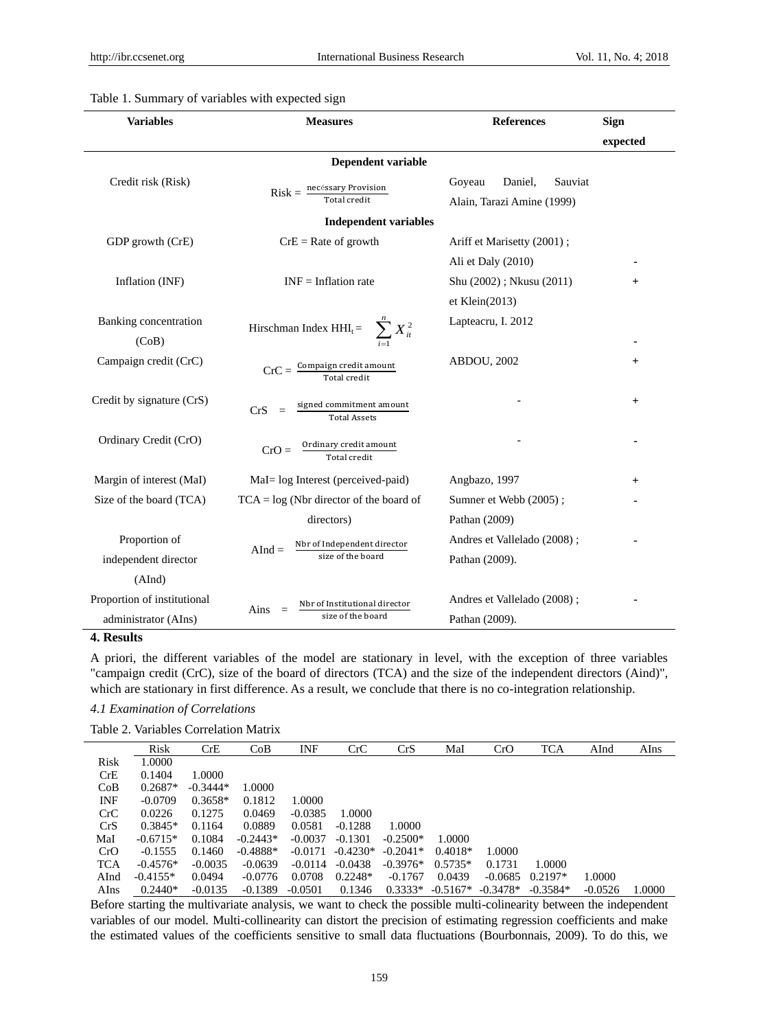Table 1. Summary of variables with expected sign

| Variables | Measures | References | Sign expected |
|---|---|---|---|
| | **Dependent variable** | | |
| Credit risk (Risk) | $Risk = \frac{\text{necéssary Provision}}{\text{Total credit}}$ | Goyeau Daniel, Sauviat Alain, Tarazi Amine (1999) | |
| | **Independent variables** | | |
| GDP growth (CrE) | CrE = Rate of growth | Ariff et Marisetty (2001) ; Ali et Daly (2010) | - |
| Inflation (INF) | INF = Inflation rate | Shu (2002) ; Nkusu (2011) et Klein(2013) | + |
| Banking concentration (CoB) | Hirschman Index $HHI_t = \sum_{i=1}^{n} X_{it}^2$ | Lapteacru, I. 2012 | - |
| Campaign credit (CrC) | $CrC = \frac{\text{Compaign credit amount}}{\text{Total credit}}$ | ABDOU, 2002 | + |
| Credit by signature (CrS) | $CrS = \frac{\text{signed commitment amount}}{\text{Total Assets}}$ | - | + |
| Ordinary Credit (CrO) | $CrO = \frac{\text{Ordinary credit amount}}{\text{Total credit}}$ | - | - |
| Margin of interest (MaI) | MaI= log Interest (perceived-paid) | Angbazo, 1997 | + |
| Size of the board (TCA) | TCA = log (Nbr director of the board of directors) | Sumner et Webb (2005) ; Pathan (2009) | - |
| Proportion of independent director (AInd) | $AInd = \frac{\text{Nbr of Independent director}}{\text{size of the board}}$ | Andres et Vallelado (2008) ; Pathan (2009). | - |
| Proportion of institutional administrator (AIns) | $Ains = \frac{\text{Nbr of Institutional director}}{\text{size of the board}}$ | Andres et Vallelado (2008) ; Pathan (2009). | - |

## 4. Results

A priori, the different variables of the model are stationary in level, with the exception of three variables "campaign credit (CrC), size of the board of directors (TCA) and the size of the independent directors (Aind)", which are stationary in first difference. As a result, we conclude that there is no co-integration relationship.

### *4.1 Examination of Correlations*

Table 2. Variables Correlation Matrix

| | Risk | CrE | CoB | INF | CrC | CrS | MaI | CrO | TCA | AInd | AIns |
|---|---|---|---|---|---|---|---|---|---|---|---|
| Risk | 1.0000 | | | | | | | | | | |
| CrE | 0.1404 | 1.0000 | | | | | | | | | |
| CoB | 0.2687* | -0.3444* | 1.0000 | | | | | | | | |
| INF | -0.0709 | 0.3658* | 0.1812 | 1.0000 | | | | | | | |
| CrC | 0.0226 | 0.1275 | 0.0469 | -0.0385 | 1.0000 | | | | | | |
| CrS | 0.3845* | 0.1164 | 0.0889 | 0.0581 | -0.1288 | 1.0000 | | | | | |
| MaI | -0.6715* | 0.1084 | -0.2443* | -0.0037 | -0.1301 | -0.2500* | 1.0000 | | | | |
| CrO | -0.1555 | 0.1460 | -0.4888* | -0.0171 | -0.4230* | -0.2041* | 0.4018* | 1.0000 | | | |
| TCA | -0.4576* | -0.0035 | -0.0639 | -0.0114 | -0.0438 | -0.3976* | 0.5735* | 0.1731 | 1.0000 | | |
| AInd | -0.4155* | 0.0494 | -0.0776 | 0.0708 | 0.2248* | -0.1767 | 0.0439 | -0.0685 | 0.2197* | 1.0000 | |
| AIns | 0.2440* | -0.0135 | -0.1389 | -0.0501 | 0.1346 | 0.3333* | -0.5167* | -0.3478* | -0.3584* | -0.0526 | 1.0000 |

Before starting the multivariate analysis, we want to check the possible multi-colinearity between the independent variables of our model. Multi-collinearity can distort the precision of estimating regression coefficients and make the estimated values of the coefficients sensitive to small data fluctuations (Bourbonnais, 2009). To do this, we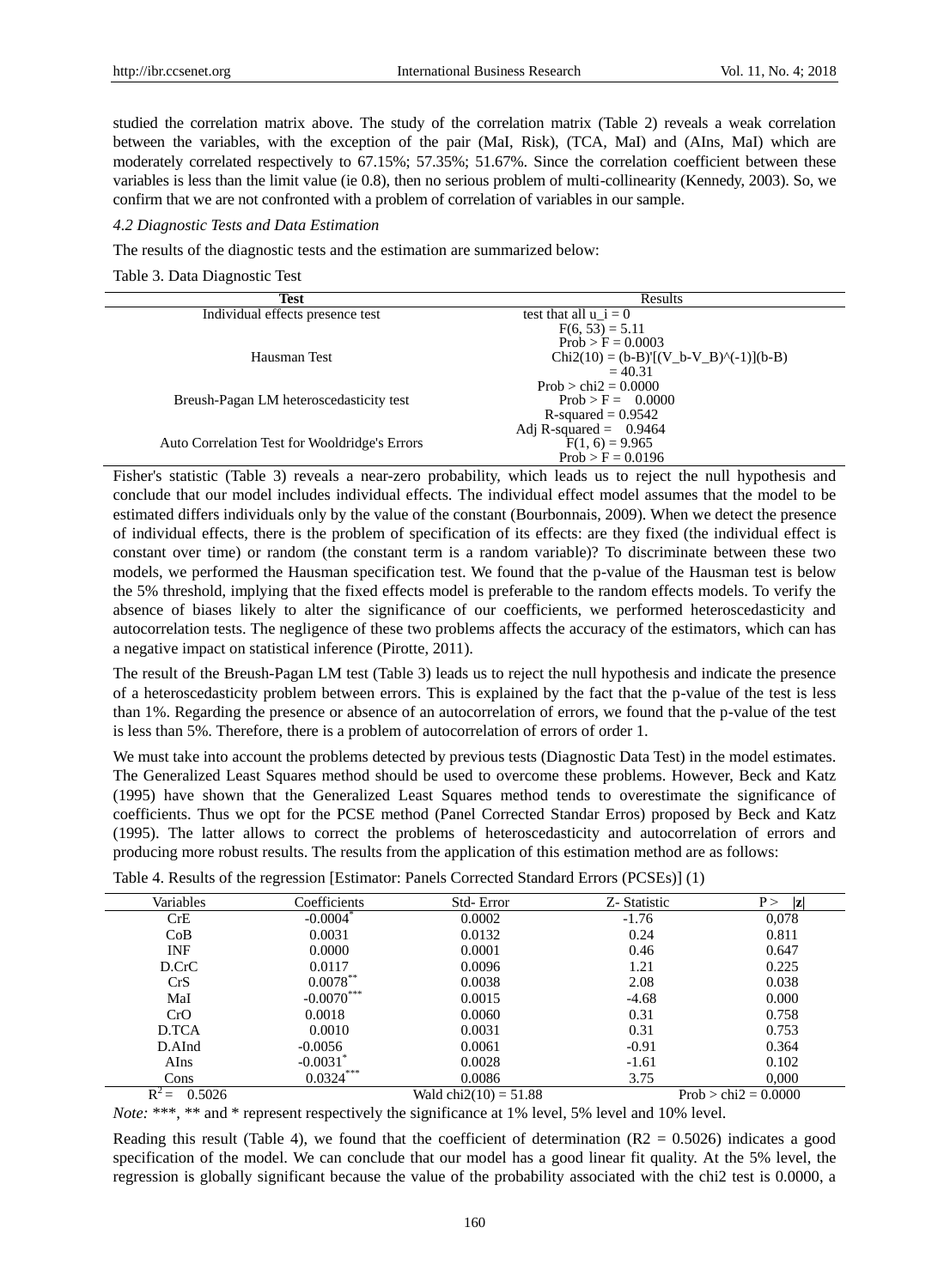studied the correlation matrix above. The study of the correlation matrix (Table 2) reveals a weak correlation between the variables, with the exception of the pair (MaI, Risk), (TCA, MaI) and (AIns, MaI) which are moderately correlated respectively to 67.15%; 57.35%; 51.67%. Since the correlation coefficient between these variables is less than the limit value (ie 0.8), then no serious problem of multi-collinearity (Kennedy, 2003). So, we confirm that we are not confronted with a problem of correlation of variables in our sample.

*4.2 Diagnostic Tests and Data Estimation*

The results of the diagnostic tests and the estimation are summarized below:

Table 3. Data Diagnostic Test

| Test | Results |
|---|---|
| Individual effects presence test | test that all u_i = 0<br>$F(6, 53) = 5.11$<br>$Prob > F = 0.0003$ |
| Hausman Test | Chi2(10) = (b-B)'[(V_b-V_B)^(-1)](b-B)<br>= 40.31<br>$Prob > chi2 = 0.0000$ |
| Breush-Pagan LM heteroscedasticity test | $Prob > F = 0.0000$<br>$R\text{-squared} = 0.9542$<br>$Adj\ R\text{-squared} = 0.9464$ |
| Auto Correlation Test for Wooldridge's Errors | $F(1, 6) = 9.965$<br>$Prob > F = 0.0196$ |

Fisher's statistic (Table 3) reveals a near-zero probability, which leads us to reject the null hypothesis and conclude that our model includes individual effects. The individual effect model assumes that the model to be estimated differs individuals only by the value of the constant (Bourbonnais, 2009). When we detect the presence of individual effects, there is the problem of specification of its effects: are they fixed (the individual effect is constant over time) or random (the constant term is a random variable)? To discriminate between these two models, we performed the Hausman specification test. We found that the p-value of the Hausman test is below the 5% threshold, implying that the fixed effects model is preferable to the random effects models. To verify the absence of biases likely to alter the significance of our coefficients, we performed heteroscedasticity and autocorrelation tests. The negligence of these two problems affects the accuracy of the estimators, which can has a negative impact on statistical inference (Pirotte, 2011).

The result of the Breush-Pagan LM test (Table 3) leads us to reject the null hypothesis and indicate the presence of a heteroscedasticity problem between errors. This is explained by the fact that the p-value of the test is less than 1%. Regarding the presence or absence of an autocorrelation of errors, we found that the p-value of the test is less than 5%. Therefore, there is a problem of autocorrelation of errors of order 1.

We must take into account the problems detected by previous tests (Diagnostic Data Test) in the model estimates. The Generalized Least Squares method should be used to overcome these problems. However, Beck and Katz (1995) have shown that the Generalized Least Squares method tends to overestimate the significance of coefficients. Thus we opt for the PCSE method (Panel Corrected Standar Erros) proposed by Beck and Katz (1995). The latter allows to correct the problems of heteroscedasticity and autocorrelation of errors and producing more robust results. The results from the application of this estimation method are as follows:

Table 4. Results of the regression [Estimator: Panels Corrected Standard Errors (PCSEs)] (1)

| Variables | Coefficients | Std- Error | Z- Statistic | P > \|z\| |
|---|---|---|---|---|
| CrE | -0.0004* | 0.0002 | -1.76 | 0,078 |
| CoB | 0.0031 | 0.0132 | 0.24 | 0.811 |
| INF | 0.0000 | 0.0001 | 0.46 | 0.647 |
| D.CrC | 0.0117 | 0.0096 | 1.21 | 0.225 |
| CrS | 0.0078** | 0.0038 | 2.08 | 0.038 |
| MaI | -0.0070*** | 0.0015 | -4.68 | 0.000 |
| CrO | 0.0018 | 0.0060 | 0.31 | 0.758 |
| D.TCA | 0.0010 | 0.0031 | 0.31 | 0.753 |
| D.AInd | -0.0056 | 0.0061 | -0.91 | 0.364 |
| AIns | -0.0031* | 0.0028 | -1.61 | 0.102 |
| Cons | 0.0324*** | 0.0086 | 3.75 | 0,000 |
| $R^2 = 0.5026$ | | Wald chi2(10) = 51.88 | | Prob > chi2 = 0.0000 |

*Note:* ***, ** and * represent respectively the significance at 1% level, 5% level and 10% level.

Reading this result (Table 4), we found that the coefficient of determination (R2 = 0.5026) indicates a good specification of the model. We can conclude that our model has a good linear fit quality. At the 5% level, the regression is globally significant because the value of the probability associated with the chi2 test is 0.0000, a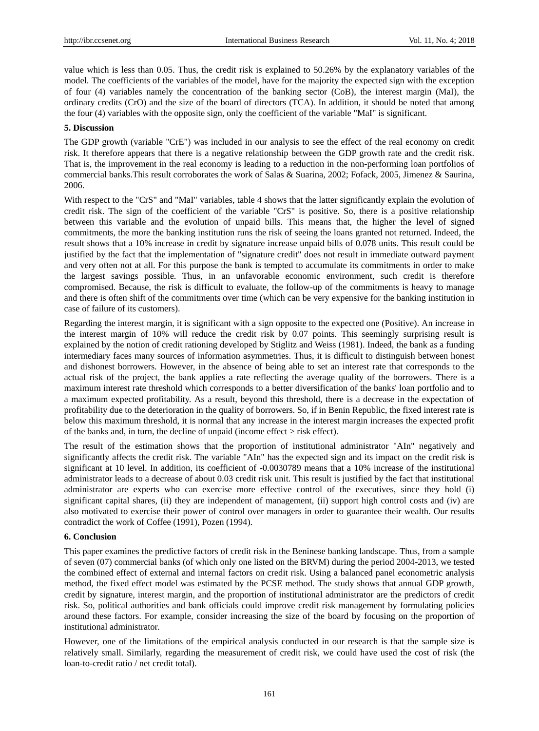value which is less than 0.05. Thus, the credit risk is explained to 50.26% by the explanatory variables of the model. The coefficients of the variables of the model, have for the majority the expected sign with the exception of four (4) variables namely the concentration of the banking sector (CoB), the interest margin (MaI), the ordinary credits (CrO) and the size of the board of directors (TCA). In addition, it should be noted that among the four (4) variables with the opposite sign, only the coefficient of the variable "MaI" is significant.

## 5. Discussion

The GDP growth (variable "CrE") was included in our analysis to see the effect of the real economy on credit risk. It therefore appears that there is a negative relationship between the GDP growth rate and the credit risk. That is, the improvement in the real economy is leading to a reduction in the non-performing loan portfolios of commercial banks.This result corroborates the work of Salas & Suarina, 2002; Fofack, 2005, Jimenez & Saurina, 2006.

With respect to the "CrS" and "MaI" variables, table 4 shows that the latter significantly explain the evolution of credit risk. The sign of the coefficient of the variable "CrS" is positive. So, there is a positive relationship between this variable and the evolution of unpaid bills. This means that, the higher the level of signed commitments, the more the banking institution runs the risk of seeing the loans granted not returned. Indeed, the result shows that a 10% increase in credit by signature increase unpaid bills of 0.078 units. This result could be justified by the fact that the implementation of "signature credit" does not result in immediate outward payment and very often not at all. For this purpose the bank is tempted to accumulate its commitments in order to make the largest savings possible. Thus, in an unfavorable economic environment, such credit is therefore compromised. Because, the risk is difficult to evaluate, the follow-up of the commitments is heavy to manage and there is often shift of the commitments over time (which can be very expensive for the banking institution in case of failure of its customers).

Regarding the interest margin, it is significant with a sign opposite to the expected one (Positive). An increase in the interest margin of 10% will reduce the credit risk by 0.07 points. This seemingly surprising result is explained by the notion of credit rationing developed by Stiglitz and Weiss (1981). Indeed, the bank as a funding intermediary faces many sources of information asymmetries. Thus, it is difficult to distinguish between honest and dishonest borrowers. However, in the absence of being able to set an interest rate that corresponds to the actual risk of the project, the bank applies a rate reflecting the average quality of the borrowers. There is a maximum interest rate threshold which corresponds to a better diversification of the banks' loan portfolio and to a maximum expected profitability. As a result, beyond this threshold, there is a decrease in the expectation of profitability due to the deterioration in the quality of borrowers. So, if in Benin Republic, the fixed interest rate is below this maximum threshold, it is normal that any increase in the interest margin increases the expected profit of the banks and, in turn, the decline of unpaid (income effect > risk effect).

The result of the estimation shows that the proportion of institutional administrator "AIn" negatively and significantly affects the credit risk. The variable "AIn" has the expected sign and its impact on the credit risk is significant at 10 level. In addition, its coefficient of -0.0030789 means that a 10% increase of the institutional administrator leads to a decrease of about 0.03 credit risk unit. This result is justified by the fact that institutional administrator are experts who can exercise more effective control of the executives, since they hold (i) significant capital shares, (ii) they are independent of management, (ii) support high control costs and (iv) are also motivated to exercise their power of control over managers in order to guarantee their wealth. Our results contradict the work of Coffee (1991), Pozen (1994).

## 6. Conclusion

This paper examines the predictive factors of credit risk in the Beninese banking landscape. Thus, from a sample of seven (07) commercial banks (of which only one listed on the BRVM) during the period 2004-2013, we tested the combined effect of external and internal factors on credit risk. Using a balanced panel econometric analysis method, the fixed effect model was estimated by the PCSE method. The study shows that annual GDP growth, credit by signature, interest margin, and the proportion of institutional administrator are the predictors of credit risk. So, political authorities and bank officials could improve credit risk management by formulating policies around these factors. For example, consider increasing the size of the board by focusing on the proportion of institutional administrator.

However, one of the limitations of the empirical analysis conducted in our research is that the sample size is relatively small. Similarly, regarding the measurement of credit risk, we could have used the cost of risk (the loan-to-credit ratio / net credit total).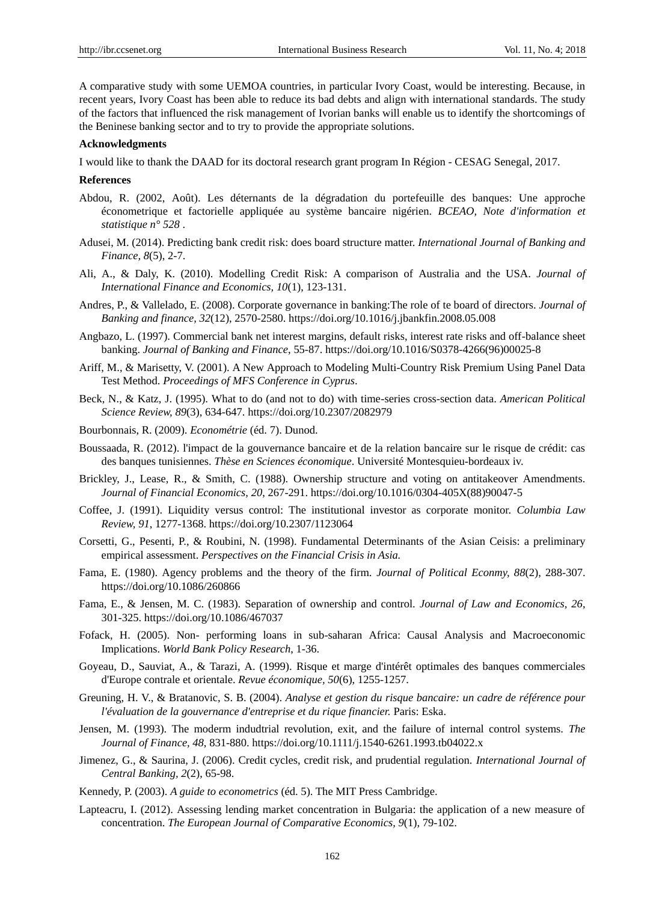A comparative study with some UEMOA countries, in particular Ivory Coast, would be interesting. Because, in recent years, Ivory Coast has been able to reduce its bad debts and align with international standards. The study of the factors that influenced the risk management of Ivorian banks will enable us to identify the shortcomings of the Beninese banking sector and to try to provide the appropriate solutions.

**Acknowledgments**

I would like to thank the DAAD for its doctoral research grant program In Région - CESAG Senegal, 2017.

**References**

Abdou, R. (2002, Août). Les déternants de la dégradation du portefeuille des banques: Une approche économetrique et factorielle appliquée au système bancaire nigérien. *BCEAO, Note d'information et statistique n° 528* .

Adusei, M. (2014). Predicting bank credit risk: does board structure matter. *International Journal of Banking and Finance, 8*(5), 2-7.

Ali, A., & Daly, K. (2010). Modelling Credit Risk: A comparison of Australia and the USA. *Journal of International Finance and Economics, 10*(1), 123-131.

Andres, P., & Vallelado, E. (2008). Corporate governance in banking:The role of te board of directors. *Journal of Banking and finance, 32*(12), 2570-2580. https://doi.org/10.1016/j.jbankfin.2008.05.008

Angbazo, L. (1997). Commercial bank net interest margins, default risks, interest rate risks and off-balance sheet banking. *Journal of Banking and Finance*, 55-87. https://doi.org/10.1016/S0378-4266(96)00025-8

Ariff, M., & Marisetty, V. (2001). A New Approach to Modeling Multi-Country Risk Premium Using Panel Data Test Method. *Proceedings of MFS Conference in Cyprus*.

Beck, N., & Katz, J. (1995). What to do (and not to do) with time-series cross-section data. *American Political Science Review, 89*(3), 634-647. https://doi.org/10.2307/2082979

Bourbonnais, R. (2009). *Econométrie* (éd. 7). Dunod.

Boussaada, R. (2012). l'impact de la gouvernance bancaire et de la relation bancaire sur le risque de crédit: cas des banques tunisiennes. *Thèse en Sciences économique*. Université Montesquieu-bordeaux iv.

Brickley, J., Lease, R., & Smith, C. (1988). Ownership structure and voting on antitakeover Amendments. *Journal of Financial Economics, 20*, 267-291. https://doi.org/10.1016/0304-405X(88)90047-5

Coffee, J. (1991). Liquidity versus control: The institutional investor as corporate monitor. *Columbia Law Review, 91*, 1277-1368. https://doi.org/10.2307/1123064

Corsetti, G., Pesenti, P., & Roubini, N. (1998). Fundamental Determinants of the Asian Ceisis: a preliminary empirical assessment. *Perspectives on the Financial Crisis in Asia.*

Fama, E. (1980). Agency problems and the theory of the firm. *Journal of Political Econmy, 88*(2), 288-307. https://doi.org/10.1086/260866

Fama, E., & Jensen, M. C. (1983). Separation of ownership and control. *Journal of Law and Economics, 26*, 301-325. https://doi.org/10.1086/467037

Fofack, H. (2005). Non- performing loans in sub-saharan Africa: Causal Analysis and Macroeconomic Implications. *World Bank Policy Research*, 1-36.

Goyeau, D., Sauviat, A., & Tarazi, A. (1999). Risque et marge d'intérêt optimales des banques commerciales d'Europe contrale et orientale. *Revue économique, 50*(6), 1255-1257.

Greuning, H. V., & Bratanovic, S. B. (2004). *Analyse et gestion du risque bancaire: un cadre de référence pour l'évaluation de la gouvernance d'entreprise et du rique financier.* Paris: Eska.

Jensen, M. (1993). The moderm indudtrial revolution, exit, and the failure of internal control systems. *The Journal of Finance, 48*, 831-880. https://doi.org/10.1111/j.1540-6261.1993.tb04022.x

Jimenez, G., & Saurina, J. (2006). Credit cycles, credit risk, and prudential regulation. *International Journal of Central Banking, 2*(2), 65-98.

Kennedy, P. (2003). *A guide to econometrics* (éd. 5). The MIT Press Cambridge.

Lapteacru, I. (2012). Assessing lending market concentration in Bulgaria: the application of a new measure of concentration. *The European Journal of Comparative Economics, 9*(1), 79-102.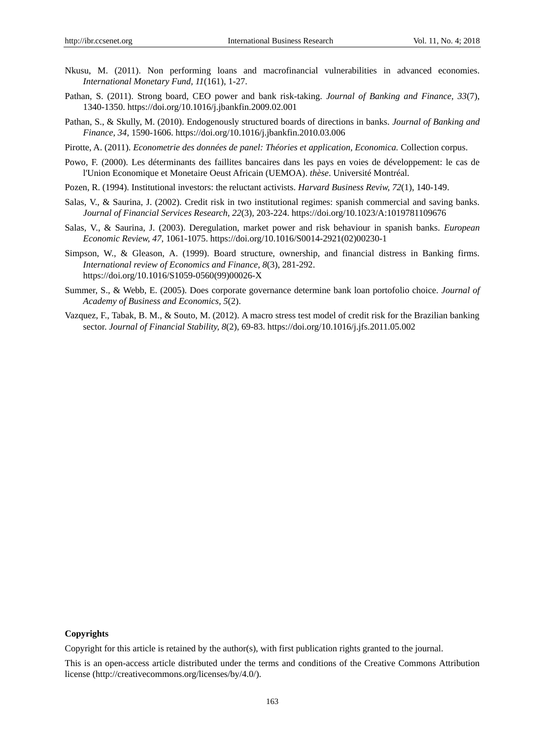Nkusu, M. (2011). Non performing loans and macrofinancial vulnerabilities in advanced economies. *International Monetary Fund, 11*(161), 1-27.

Pathan, S. (2011). Strong board, CEO power and bank risk-taking. *Journal of Banking and Finance, 33*(7), 1340-1350. https://doi.org/10.1016/j.jbankfin.2009.02.001

Pathan, S., & Skully, M. (2010). Endogenously structured boards of directions in banks. *Journal of Banking and Finance, 34*, 1590-1606. https://doi.org/10.1016/j.jbankfin.2010.03.006

Pirotte, A. (2011). *Econometrie des données de panel: Théories et application, Economica.* Collection corpus.

Powo, F. (2000). Les déterminants des faillites bancaires dans les pays en voies de développement: le cas de l'Union Economique et Monetaire Oeust Africain (UEMOA). *thèse*. Université Montréal.

Pozen, R. (1994). Institutional investors: the reluctant activists. *Harvard Business Reviw, 72*(1), 140-149.

Salas, V., & Saurina, J. (2002). Credit risk in two institutional regimes: spanish commercial and saving banks. *Journal of Financial Services Research, 22*(3), 203-224. https://doi.org/10.1023/A:1019781109676

Salas, V., & Saurina, J. (2003). Deregulation, market power and risk behaviour in spanish banks. *European Economic Review, 47*, 1061-1075. https://doi.org/10.1016/S0014-2921(02)00230-1

Simpson, W., & Gleason, A. (1999). Board structure, ownership, and financial distress in Banking firms. *International review of Economics and Finance, 8*(3), 281-292. https://doi.org/10.1016/S1059-0560(99)00026-X

Summer, S., & Webb, E. (2005). Does corporate governance determine bank loan portofolio choice. *Journal of Academy of Business and Economics, 5*(2).

Vazquez, F., Tabak, B. M., & Souto, M. (2012). A macro stress test model of credit risk for the Brazilian banking sector. *Journal of Financial Stability, 8*(2), 69-83. https://doi.org/10.1016/j.jfs.2011.05.002

**Copyrights**

Copyright for this article is retained by the author(s), with first publication rights granted to the journal.

This is an open-access article distributed under the terms and conditions of the Creative Commons Attribution license (http://creativecommons.org/licenses/by/4.0/).